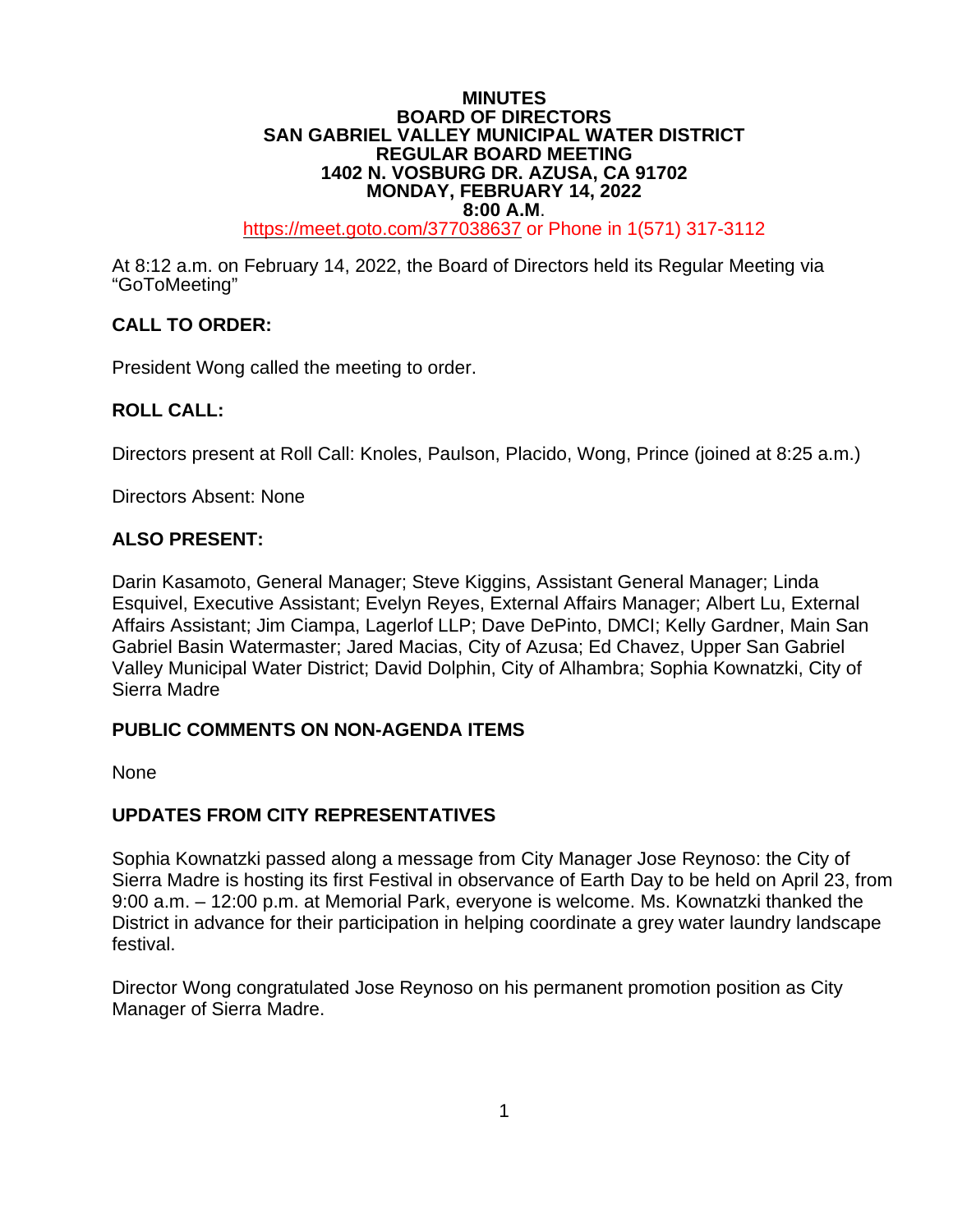# MINUTES
## BOARD OF DIRECTORS
## SAN GABRIEL VALLEY MUNICIPAL WATER DISTRICT
## REGULAR BOARD MEETING
## 1402 N. VOSBURG DR. AZUSA, CA 91702
## MONDAY, FEBRUARY 14, 2022
## 8:00 A.M.

https://meet.goto.com/377038637 or Phone in 1(571) 317-3112

At 8:12 a.m. on February 14, 2022, the Board of Directors held its Regular Meeting via "GoToMeeting"

**CALL TO ORDER:**

President Wong called the meeting to order.

**ROLL CALL:**

Directors present at Roll Call: Knoles, Paulson, Placido, Wong, Prince (joined at 8:25 a.m.)

Directors Absent: None

**ALSO PRESENT:**

Darin Kasamoto, General Manager; Steve Kiggins, Assistant General Manager; Linda Esquivel, Executive Assistant; Evelyn Reyes, External Affairs Manager; Albert Lu, External Affairs Assistant; Jim Ciampa, Lagerlof LLP; Dave DePinto, DMCI; Kelly Gardner, Main San Gabriel Basin Watermaster; Jared Macias, City of Azusa; Ed Chavez, Upper San Gabriel Valley Municipal Water District; David Dolphin, City of Alhambra; Sophia Kownatzki, City of Sierra Madre

**PUBLIC COMMENTS ON NON-AGENDA ITEMS**

None

**UPDATES FROM CITY REPRESENTATIVES**

Sophia Kownatzki passed along a message from City Manager Jose Reynoso: the City of Sierra Madre is hosting its first Festival in observance of Earth Day to be held on April 23, from 9:00 a.m. – 12:00 p.m. at Memorial Park, everyone is welcome. Ms. Kownatzki thanked the District in advance for their participation in helping coordinate a grey water laundry landscape festival.

Director Wong congratulated Jose Reynoso on his permanent promotion position as City Manager of Sierra Madre.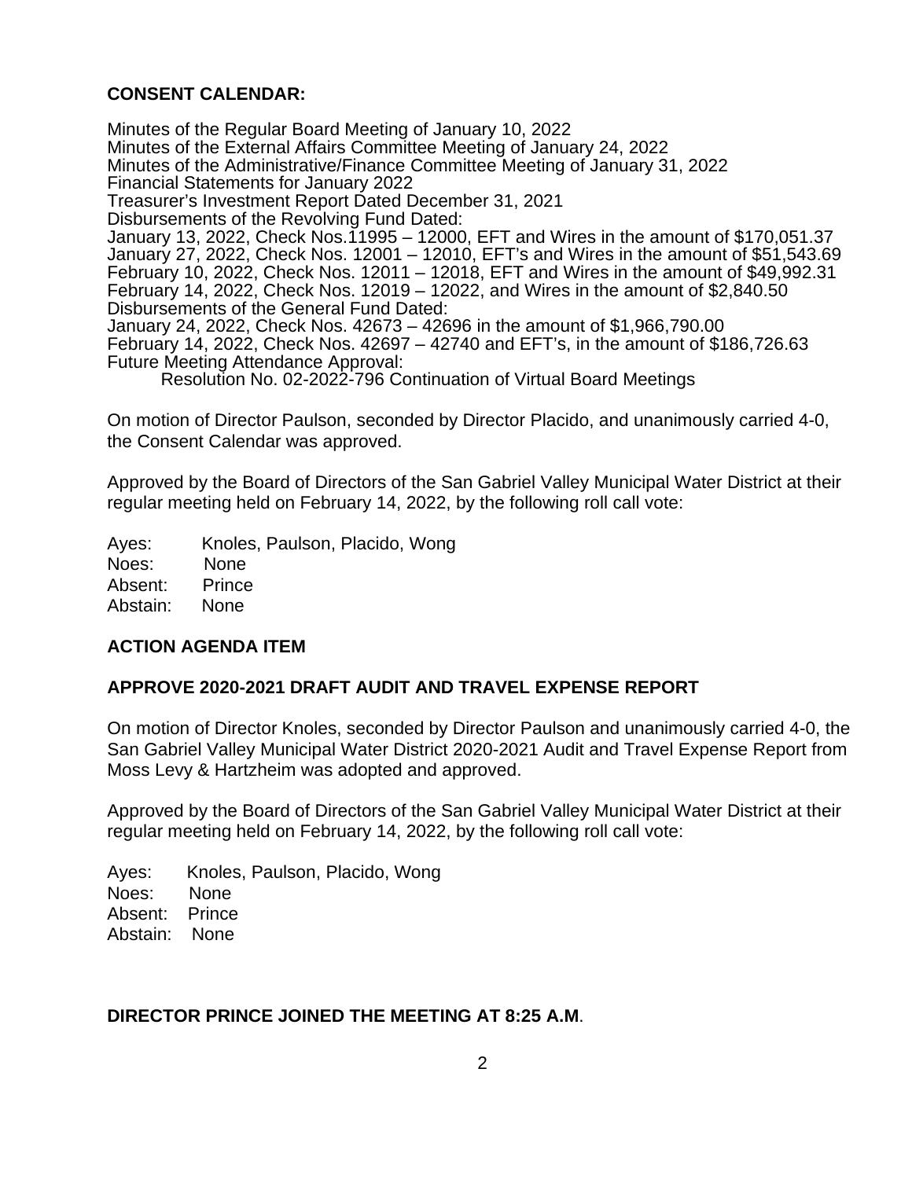**CONSENT CALENDAR:**

Minutes of the Regular Board Meeting of January 10, 2022
Minutes of the External Affairs Committee Meeting of January 24, 2022
Minutes of the Administrative/Finance Committee Meeting of January 31, 2022
Financial Statements for January 2022
Treasurer's Investment Report Dated December 31, 2021
Disbursements of the Revolving Fund Dated:
January 13, 2022, Check Nos.11995 – 12000, EFT and Wires in the amount of $170,051.37
January 27, 2022, Check Nos. 12001 – 12010, EFT's and Wires in the amount of $51,543.69
February 10, 2022, Check Nos. 12011 – 12018, EFT and Wires in the amount of $49,992.31
February 14, 2022, Check Nos. 12019 – 12022, and Wires in the amount of $2,840.50
Disbursements of the General Fund Dated:
January 24, 2022, Check Nos. 42673 – 42696 in the amount of $1,966,790.00
February 14, 2022, Check Nos. 42697 – 42740 and EFT's, in the amount of $186,726.63
Future Meeting Attendance Approval:
    Resolution No. 02-2022-796 Continuation of Virtual Board Meetings

On motion of Director Paulson, seconded by Director Placido, and unanimously carried 4-0, the Consent Calendar was approved.

Approved by the Board of Directors of the San Gabriel Valley Municipal Water District at their regular meeting held on February 14, 2022, by the following roll call vote:

Ayes: Knoles, Paulson, Placido, Wong
Noes: None
Absent: Prince
Abstain: None

**ACTION AGENDA ITEM**

**APPROVE 2020-2021 DRAFT AUDIT AND TRAVEL EXPENSE REPORT**

On motion of Director Knoles, seconded by Director Paulson and unanimously carried 4-0, the San Gabriel Valley Municipal Water District 2020-2021 Audit and Travel Expense Report from Moss Levy & Hartzheim was adopted and approved.

Approved by the Board of Directors of the San Gabriel Valley Municipal Water District at their regular meeting held on February 14, 2022, by the following roll call vote:

Ayes: Knoles, Paulson, Placido, Wong
Noes: None
Absent: Prince
Abstain: None

**DIRECTOR PRINCE JOINED THE MEETING AT 8:25 A.M**.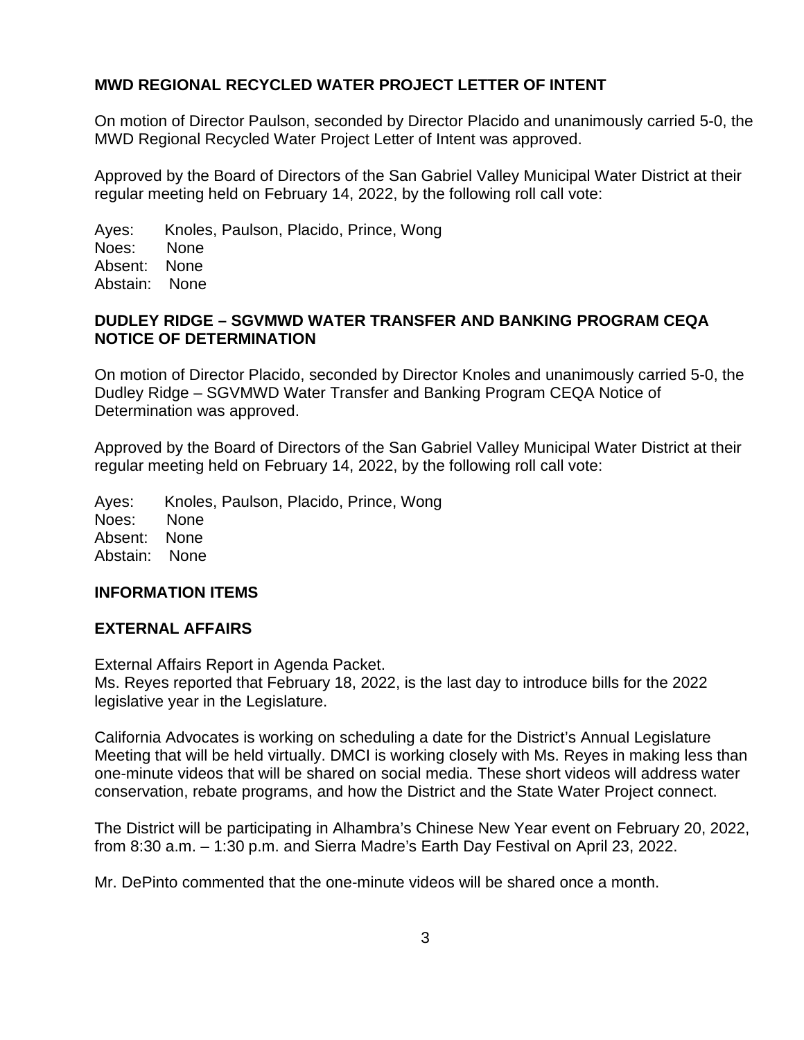## MWD REGIONAL RECYCLED WATER PROJECT LETTER OF INTENT

On motion of Director Paulson, seconded by Director Placido and unanimously carried 5-0, the MWD Regional Recycled Water Project Letter of Intent was approved.

Approved by the Board of Directors of the San Gabriel Valley Municipal Water District at their regular meeting held on February 14, 2022, by the following roll call vote:

Ayes: Knoles, Paulson, Placido, Prince, Wong
Noes: None
Absent: None
Abstain: None

## DUDLEY RIDGE – SGVMWD WATER TRANSFER AND BANKING PROGRAM CEQA NOTICE OF DETERMINATION

On motion of Director Placido, seconded by Director Knoles and unanimously carried 5-0, the Dudley Ridge – SGVMWD Water Transfer and Banking Program CEQA Notice of Determination was approved.

Approved by the Board of Directors of the San Gabriel Valley Municipal Water District at their regular meeting held on February 14, 2022, by the following roll call vote:

Ayes: Knoles, Paulson, Placido, Prince, Wong
Noes: None
Absent: None
Abstain: None

## INFORMATION ITEMS

## EXTERNAL AFFAIRS

External Affairs Report in Agenda Packet.
Ms. Reyes reported that February 18, 2022, is the last day to introduce bills for the 2022 legislative year in the Legislature.

California Advocates is working on scheduling a date for the District's Annual Legislature Meeting that will be held virtually. DMCI is working closely with Ms. Reyes in making less than one-minute videos that will be shared on social media. These short videos will address water conservation, rebate programs, and how the District and the State Water Project connect.

The District will be participating in Alhambra's Chinese New Year event on February 20, 2022, from 8:30 a.m. – 1:30 p.m. and Sierra Madre's Earth Day Festival on April 23, 2022.

Mr. DePinto commented that the one-minute videos will be shared once a month.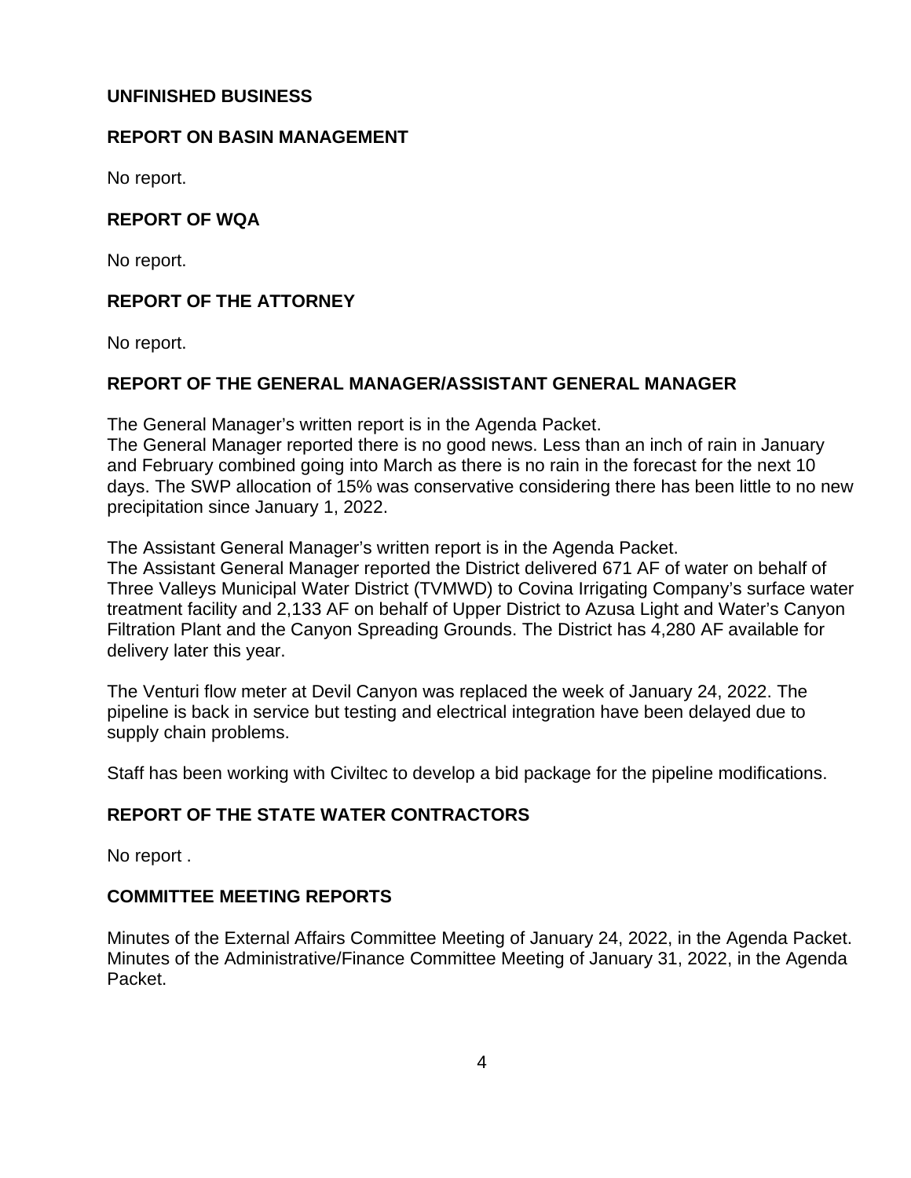## UNFINISHED BUSINESS

## REPORT ON BASIN MANAGEMENT

No report.

## REPORT OF WQA

No report.

## REPORT OF THE ATTORNEY

No report.

## REPORT OF THE GENERAL MANAGER/ASSISTANT GENERAL MANAGER

The General Manager's written report is in the Agenda Packet.
The General Manager reported there is no good news. Less than an inch of rain in January and February combined going into March as there is no rain in the forecast for the next 10 days. The SWP allocation of 15% was conservative considering there has been little to no new precipitation since January 1, 2022.

The Assistant General Manager's written report is in the Agenda Packet.
The Assistant General Manager reported the District delivered 671 AF of water on behalf of Three Valleys Municipal Water District (TVMWD) to Covina Irrigating Company's surface water treatment facility and 2,133 AF on behalf of Upper District to Azusa Light and Water's Canyon Filtration Plant and the Canyon Spreading Grounds. The District has 4,280 AF available for delivery later this year.

The Venturi flow meter at Devil Canyon was replaced the week of January 24, 2022. The pipeline is back in service but testing and electrical integration have been delayed due to supply chain problems.

Staff has been working with Civiltec to develop a bid package for the pipeline modifications.

## REPORT OF THE STATE WATER CONTRACTORS

No report .

## COMMITTEE MEETING REPORTS

Minutes of the External Affairs Committee Meeting of January 24, 2022, in the Agenda Packet.
Minutes of the Administrative/Finance Committee Meeting of January 31, 2022, in the Agenda Packet.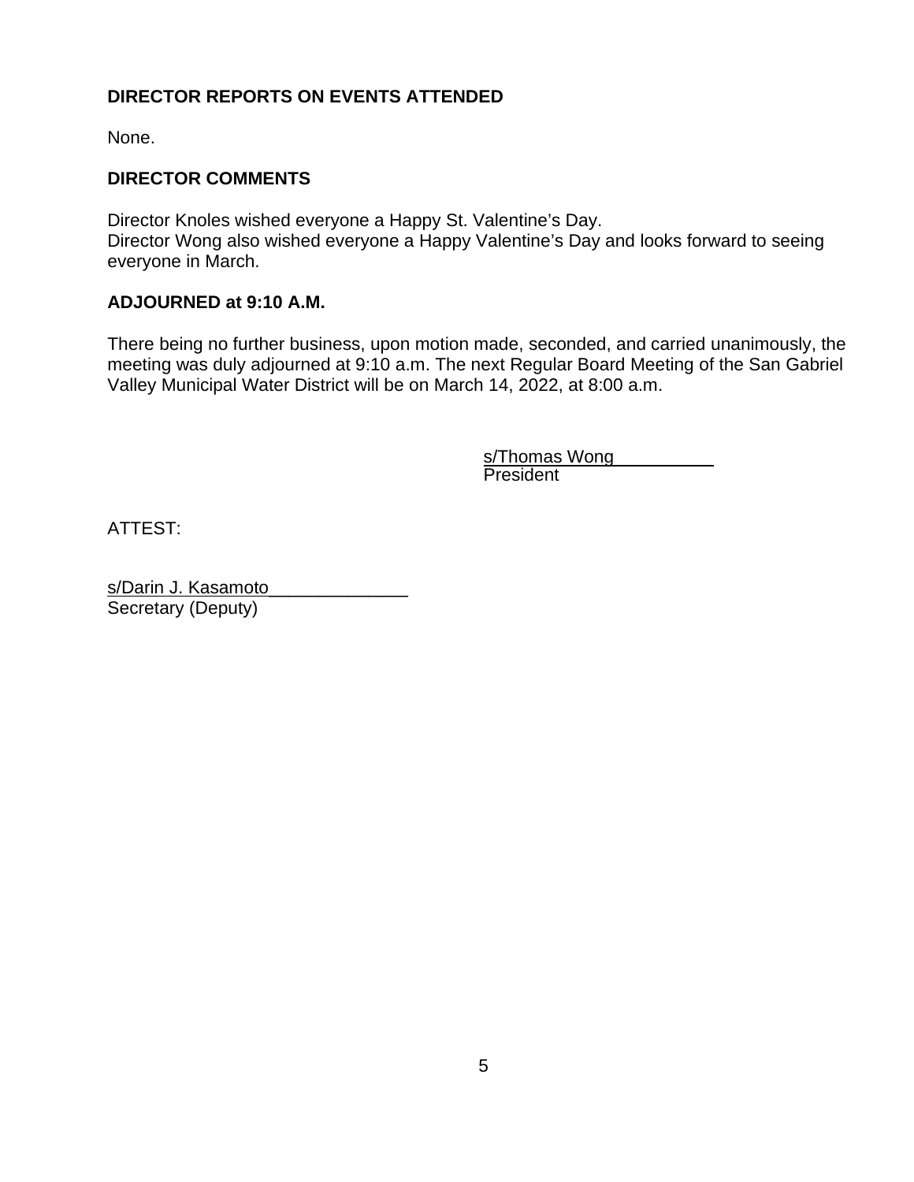**DIRECTOR REPORTS ON EVENTS ATTENDED**

None.

**DIRECTOR COMMENTS**

Director Knoles wished everyone a Happy St. Valentine's Day.
Director Wong also wished everyone a Happy Valentine's Day and looks forward to seeing everyone in March.

**ADJOURNED at 9:10 A.M.**

There being no further business, upon motion made, seconded, and carried unanimously, the meeting was duly adjourned at 9:10 a.m. The next Regular Board Meeting of the San Gabriel Valley Municipal Water District will be on March 14, 2022, at 8:00 a.m.

s/Thomas Wong
President

ATTEST:

s/Darin J. Kasamoto
Secretary (Deputy)